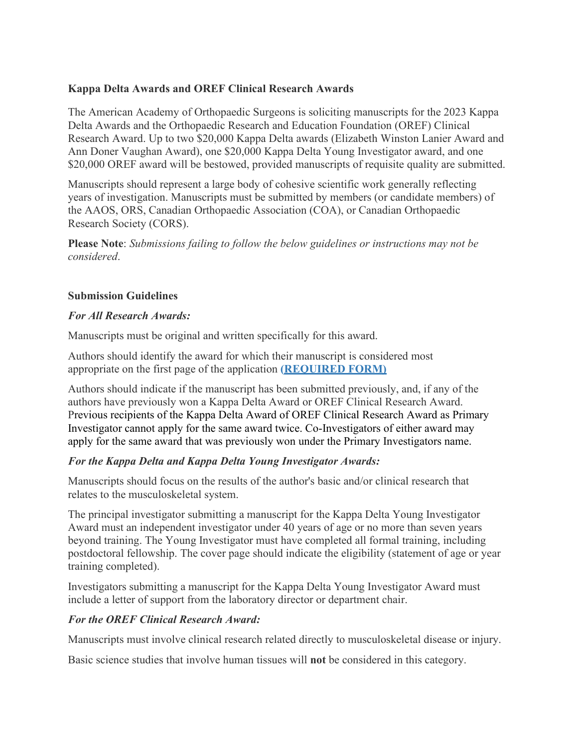**Kappa Delta Awards and OREF Clinical Research Awards**

The American Academy of Orthopaedic Surgeons is soliciting manuscripts for the 2023 Kappa Delta Awards and the Orthopaedic Research and Education Foundation (OREF) Clinical Research Award. Up to two $20,000 Kappa Delta awards (Elizabeth Winston Lanier Award and Ann Doner Vaughan Award), one $20,000 Kappa Delta Young Investigator award, and one $20,000 OREF award will be bestowed, provided manuscripts of requisite quality are submitted.

Manuscripts should represent a large body of cohesive scientific work generally reflecting years of investigation. Manuscripts must be submitted by members (or candidate members) of the AAOS, ORS, Canadian Orthopaedic Association (COA), or Canadian Orthopaedic Research Society (CORS).

**Please Note**: *Submissions failing to follow the below guidelines or instructions may not be considered*.

**Submission Guidelines**

***For All Research Awards:***

Manuscripts must be original and written specifically for this award.

Authors should identify the award for which their manuscript is considered most appropriate on the first page of the application **(REQUIRED FORM)**

Authors should indicate if the manuscript has been submitted previously, and, if any of the authors have previously won a Kappa Delta Award or OREF Clinical Research Award. Previous recipients of the Kappa Delta Award of OREF Clinical Research Award as Primary Investigator cannot apply for the same award twice. Co-Investigators of either award may apply for the same award that was previously won under the Primary Investigators name.

***For the Kappa Delta and Kappa Delta Young Investigator Awards:***

Manuscripts should focus on the results of the author's basic and/or clinical research that relates to the musculoskeletal system.

The principal investigator submitting a manuscript for the Kappa Delta Young Investigator Award must an independent investigator under 40 years of age or no more than seven years beyond training. The Young Investigator must have completed all formal training, including postdoctoral fellowship. The cover page should indicate the eligibility (statement of age or year training completed).

Investigators submitting a manuscript for the Kappa Delta Young Investigator Award must include a letter of support from the laboratory director or department chair.

***For the OREF Clinical Research Award:***

Manuscripts must involve clinical research related directly to musculoskeletal disease or injury.

Basic science studies that involve human tissues will **not** be considered in this category.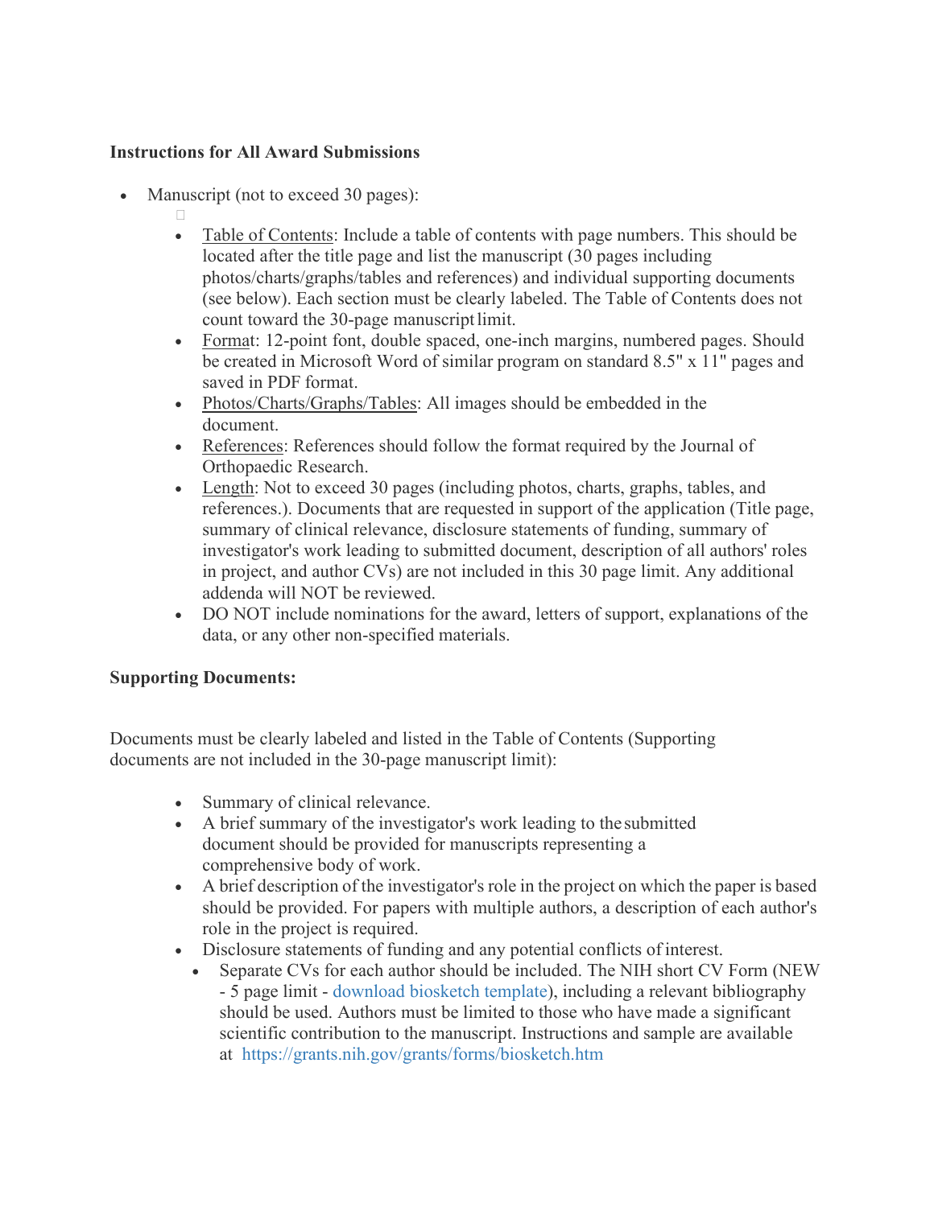**Instructions for All Award Submissions**

- Manuscript (not to exceed 30 pages):
    - Table of Contents: Include a table of contents with page numbers. This should be located after the title page and list the manuscript (30 pages including photos/charts/graphs/tables and references) and individual supporting documents (see below). Each section must be clearly labeled. The Table of Contents does not count toward the 30-page manuscript limit.
    - Format: 12-point font, double spaced, one-inch margins, numbered pages. Should be created in Microsoft Word of similar program on standard 8.5" x 11" pages and saved in PDF format.
    - Photos/Charts/Graphs/Tables: All images should be embedded in the document.
    - References: References should follow the format required by the Journal of Orthopaedic Research.
    - Length: Not to exceed 30 pages (including photos, charts, graphs, tables, and references.). Documents that are requested in support of the application (Title page, summary of clinical relevance, disclosure statements of funding, summary of investigator's work leading to submitted document, description of all authors' roles in project, and author CVs) are not included in this 30 page limit. Any additional addenda will NOT be reviewed.
    - DO NOT include nominations for the award, letters of support, explanations of the data, or any other non-specified materials.

**Supporting Documents:**

Documents must be clearly labeled and listed in the Table of Contents (Supporting documents are not included in the 30-page manuscript limit):

- Summary of clinical relevance.
- A brief summary of the investigator's work leading to the submitted document should be provided for manuscripts representing a comprehensive body of work.
- A brief description of the investigator's role in the project on which the paper is based should be provided. For papers with multiple authors, a description of each author's role in the project is required.
- Disclosure statements of funding and any potential conflicts of interest.
    - Separate CVs for each author should be included. The NIH short CV Form (NEW - 5 page limit - download biosketch template), including a relevant bibliography should be used. Authors must be limited to those who have made a significant scientific contribution to the manuscript. Instructions and sample are available at https://grants.nih.gov/grants/forms/biosketch.htm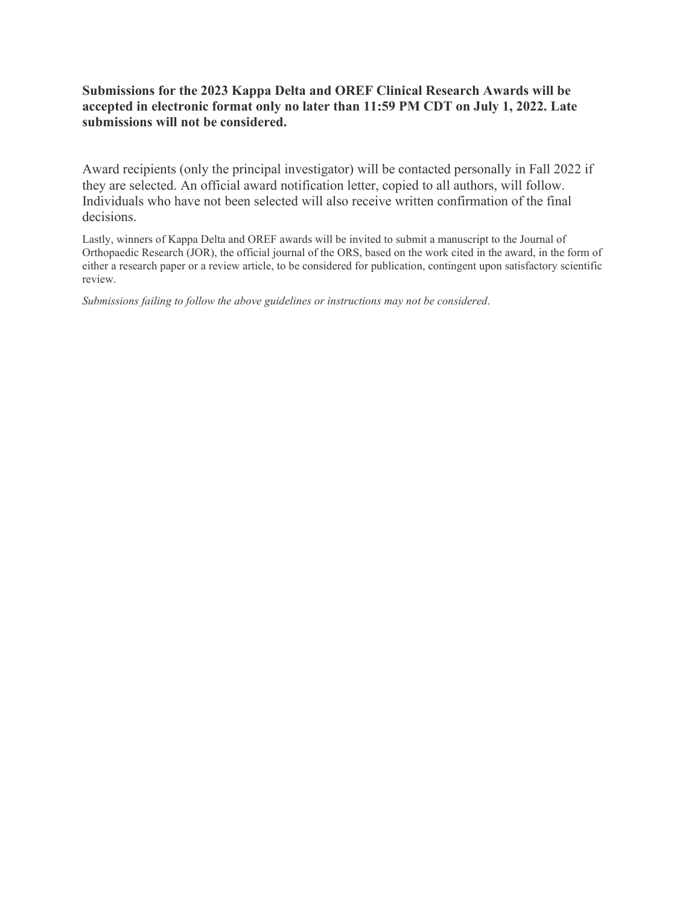**Submissions for the 2023 Kappa Delta and OREF Clinical Research Awards will be accepted in electronic format only no later than 11:59 PM CDT on July 1, 2022. Late submissions will not be considered.**

Award recipients (only the principal investigator) will be contacted personally in Fall 2022 if they are selected. An official award notification letter, copied to all authors, will follow. Individuals who have not been selected will also receive written confirmation of the final decisions.

Lastly, winners of Kappa Delta and OREF awards will be invited to submit a manuscript to the Journal of Orthopaedic Research (JOR), the official journal of the ORS, based on the work cited in the award, in the form of either a research paper or a review article, to be considered for publication, contingent upon satisfactory scientific review.

*Submissions failing to follow the above guidelines or instructions may not be considered*.